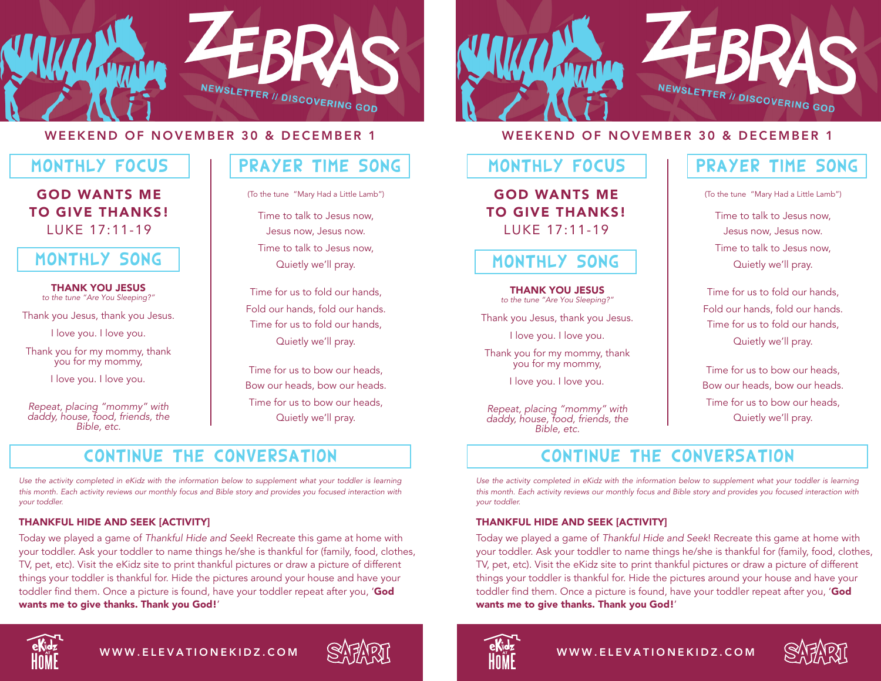# ZEBRAS

NEWSLETTER // DISCOVERING GOD

WEEKEND OF NOVEMBER 30 & DECEMBER 1

## MONTHLY FOCUS

**GOD WANTS ME TO GIVE THANKS!**
LUKE 17:11-19

## MONTHLY SONG

**THANK YOU JESUS**
*to the tune "Are You Sleeping?"*

Thank you Jesus, thank you Jesus.

I love you. I love you.

Thank you for my mommy, thank you for my mommy,

I love you. I love you.

*Repeat, placing "mommy" with daddy, house, food, friends, the Bible, etc.*

## PRAYER TIME SONG

(To the tune "Mary Had a Little Lamb")

Time to talk to Jesus now,
Jesus now, Jesus now.
Time to talk to Jesus now,
Quietly we'll pray.

Time for us to fold our hands,
Fold our hands, fold our hands.
Time for us to fold our hands,
Quietly we'll pray.

Time for us to bow our heads,
Bow our heads, bow our heads.
Time for us to bow our heads,
Quietly we'll pray.

## CONTINUE THE CONVERSATION

*Use the activity completed in eKidz with the information below to supplement what your toddler is learning this month. Each activity reviews our monthly focus and Bible story and provides you focused interaction with your toddler.*

### THANKFUL HIDE AND SEEK [ACTIVITY]

Today we played a game of *Thankful Hide and Seek*! Recreate this game at home with your toddler. Ask your toddler to name things he/she is thankful for (family, food, clothes, TV, pet, etc). Visit the eKidz site to print thankful pictures or draw a picture of different things your toddler is thankful for. Hide the pictures around your house and have your toddler find them. Once a picture is found, have your toddler repeat after you, '**God wants me to give thanks. Thank you God!**'

eKidz AT HOME — WWW.ELEVATIONEKIDZ.COM — SAFARI

---

# ZEBRAS

NEWSLETTER // DISCOVERING GOD

WEEKEND OF NOVEMBER 30 & DECEMBER 1

## MONTHLY FOCUS

**GOD WANTS ME TO GIVE THANKS!**
LUKE 17:11-19

## MONTHLY SONG

**THANK YOU JESUS**
*to the tune "Are You Sleeping?"*

Thank you Jesus, thank you Jesus.

I love you. I love you.

Thank you for my mommy, thank you for my mommy,

I love you. I love you.

*Repeat, placing "mommy" with daddy, house, food, friends, the Bible, etc.*

## PRAYER TIME SONG

(To the tune "Mary Had a Little Lamb")

Time to talk to Jesus now,
Jesus now, Jesus now.
Time to talk to Jesus now,
Quietly we'll pray.

Time for us to fold our hands,
Fold our hands, fold our hands.
Time for us to fold our hands,
Quietly we'll pray.

Time for us to bow our heads,
Bow our heads, bow our heads.
Time for us to bow our heads,
Quietly we'll pray.

## CONTINUE THE CONVERSATION

*Use the activity completed in eKidz with the information below to supplement what your toddler is learning this month. Each activity reviews our monthly focus and Bible story and provides you focused interaction with your toddler.*

### THANKFUL HIDE AND SEEK [ACTIVITY]

Today we played a game of *Thankful Hide and Seek*! Recreate this game at home with your toddler. Ask your toddler to name things he/she is thankful for (family, food, clothes, TV, pet, etc). Visit the eKidz site to print thankful pictures or draw a picture of different things your toddler is thankful for. Hide the pictures around your house and have your toddler find them. Once a picture is found, have your toddler repeat after you, '**God wants me to give thanks. Thank you God!**'

eKidz AT HOME — WWW.ELEVATIONEKIDZ.COM — SAFARI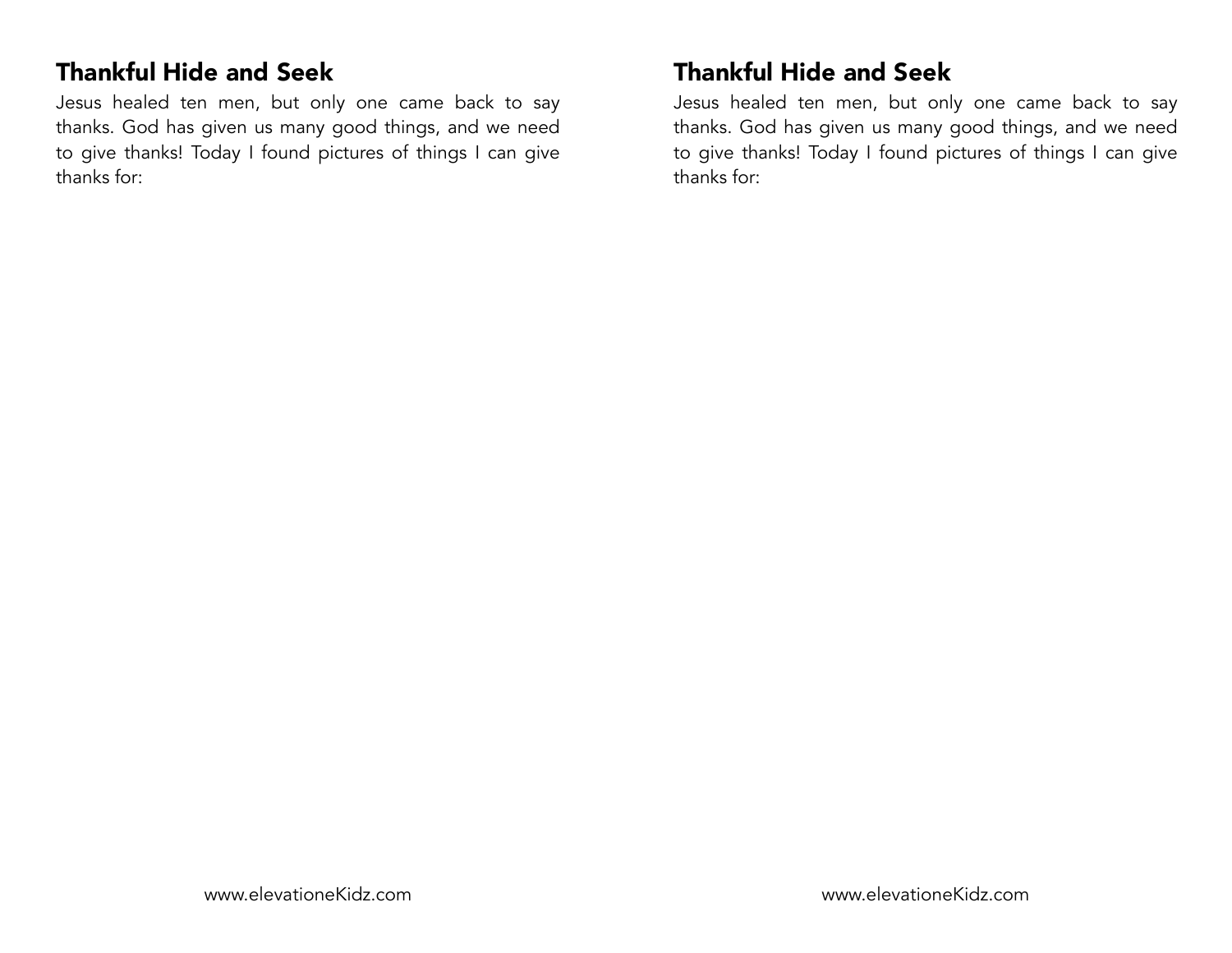## Thankful Hide and Seek

Jesus healed ten men, but only one came back to say thanks. God has given us many good things, and we need to give thanks! Today I found pictures of things I can give thanks for:

www.elevationeKidz.com

## Thankful Hide and Seek

Jesus healed ten men, but only one came back to say thanks. God has given us many good things, and we need to give thanks! Today I found pictures of things I can give thanks for:

www.elevationeKidz.com